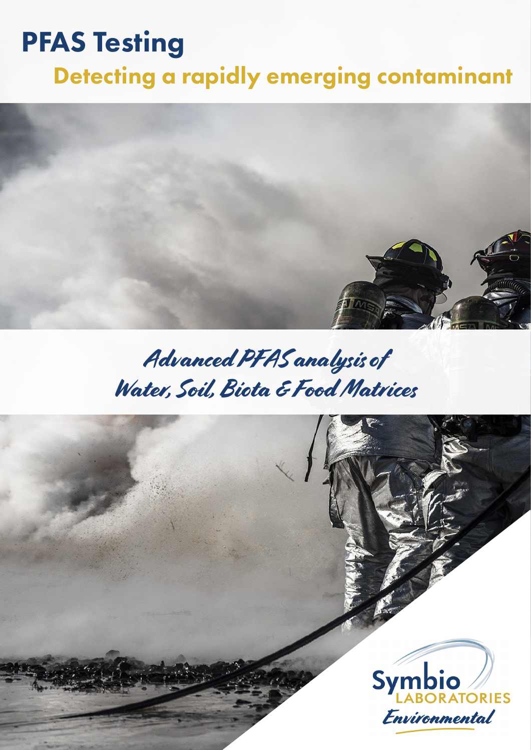# PFAS Testing

## Detecting a rapidly emerging contaminant

*Advanced PFAS analysis of Water, Soil, Biota & Food Matrices*

Symbio LABORATORIES *Environmental*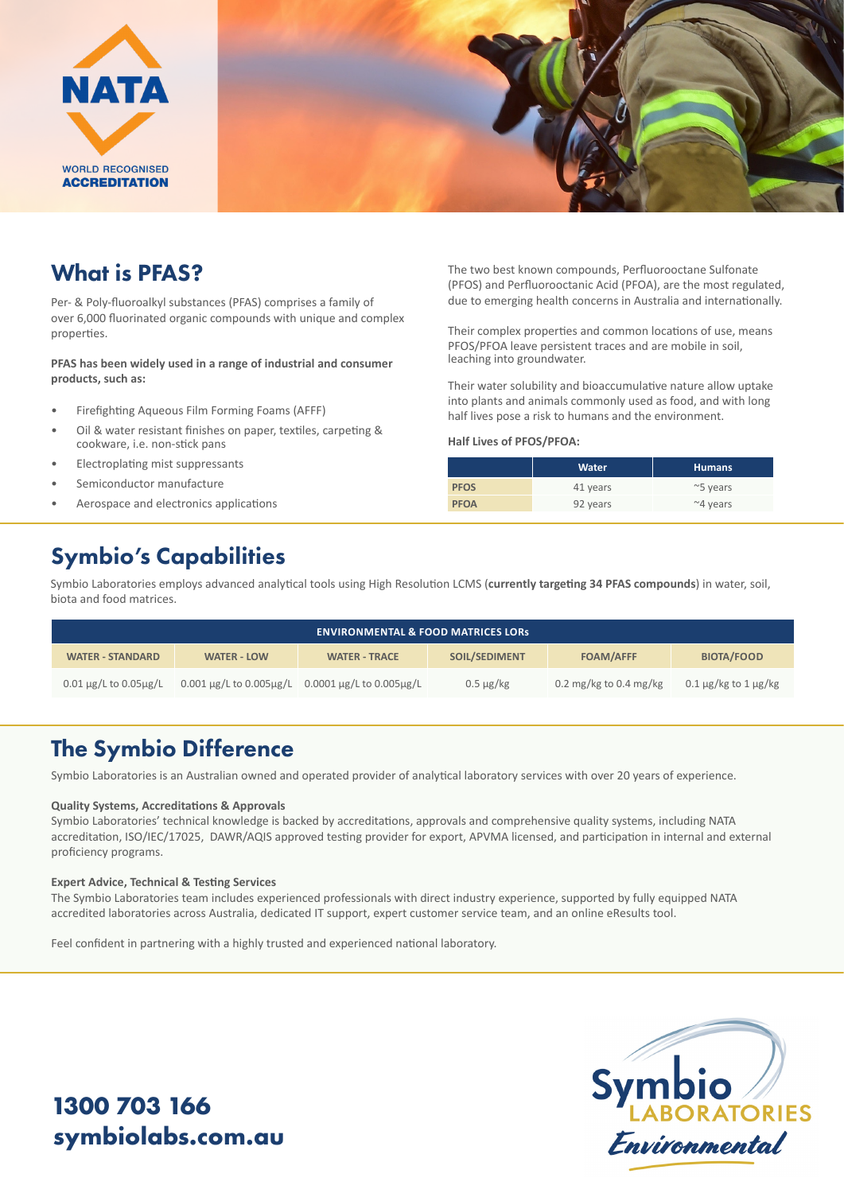NATA

WORLD RECOGNISED ACCREDITATION

## What is PFAS?

Per- & Poly-fluoroalkyl substances (PFAS) comprises a family of over 6,000 fluorinated organic compounds with unique and complex properties.

**PFAS has been widely used in a range of industrial and consumer products, such as:**

- Firefighting Aqueous Film Forming Foams (AFFF)
- Oil & water resistant finishes on paper, textiles, carpeting & cookware, i.e. non-stick pans
- Electroplating mist suppressants
- Semiconductor manufacture
- Aerospace and electronics applications

The two best known compounds, Perfluorooctane Sulfonate (PFOS) and Perfluorooctanic Acid (PFOA), are the most regulated, due to emerging health concerns in Australia and internationally.

Their complex properties and common locations of use, means PFOS/PFOA leave persistent traces and are mobile in soil, leaching into groundwater.

Their water solubility and bioaccumulative nature allow uptake into plants and animals commonly used as food, and with long half lives pose a risk to humans and the environment.

**Half Lives of PFOS/PFOA:**

| | Water | Humans |
|---|---|---|
| **PFOS** | 41 years | ~5 years |
| **PFOA** | 92 years | ~4 years |

## Symbio's Capabilities

Symbio Laboratories employs advanced analytical tools using High Resolution LCMS (**currently targeting 34 PFAS compounds**) in water, soil, biota and food matrices.

| ENVIRONMENTAL & FOOD MATRICES LORs | | | | | |
|---|---|---|---|---|---|
| WATER - STANDARD | WATER - LOW | WATER - TRACE | SOIL/SEDIMENT | FOAM/AFFF | BIOTA/FOOD |
| 0.01 µg/L to 0.05µg/L | 0.001 µg/L to 0.005µg/L | 0.0001 µg/L to 0.005µg/L | 0.5 µg/kg | 0.2 mg/kg to 0.4 mg/kg | 0.1 µg/kg to 1 µg/kg |

## The Symbio Difference

Symbio Laboratories is an Australian owned and operated provider of analytical laboratory services with over 20 years of experience.

**Quality Systems, Accreditations & Approvals**

Symbio Laboratories' technical knowledge is backed by accreditations, approvals and comprehensive quality systems, including NATA accreditation, ISO/IEC/17025, DAWR/AQIS approved testing provider for export, APVMA licensed, and participation in internal and external proficiency programs.

**Expert Advice, Technical & Testing Services**

The Symbio Laboratories team includes experienced professionals with direct industry experience, supported by fully equipped NATA accredited laboratories across Australia, dedicated IT support, expert customer service team, and an online eResults tool.

Feel confident in partnering with a highly trusted and experienced national laboratory.

**1300 703 166**
**symbiolabs.com.au**

Symbio LABORATORIES *Environmental*